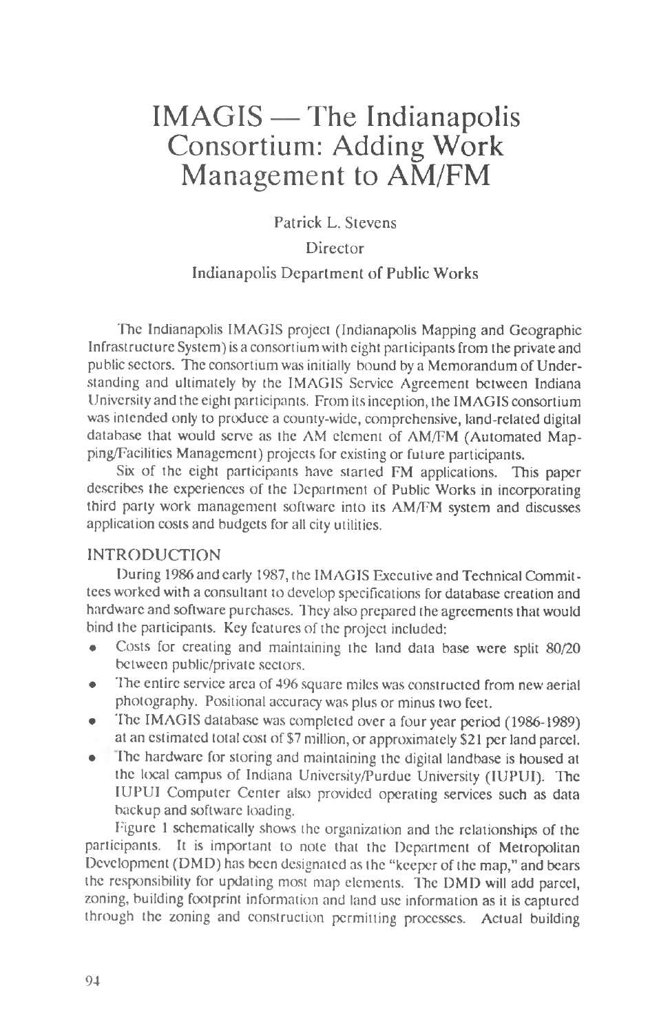# IMAGIS — The Indianapolis Consortium: Adding Work Management to AM/FM

Patrick L. Stevens

Director

Indianapolis Department of Public Works

The Indianapolis IMAGIS project (Indianapolis Mapping and Geographic Infrastructure System) is a consortium with eight participants from the private and public sectors. The consortium was initially bound by a Memorandum of Understanding and ultimately by the IMAGIS Service Agreement between Indiana University and the eight participants. From its inception, the IMAGIS consortium was intended only to produce a county-wide, comprehensive, land-related digital database that would serve as the AM element of AM/FM (Automated Mapping/Facilities Management) projects for existing or future participants.

Six of the eight participants have started FM applications. This paper describes the experiences of the Department of Public Works in incorporating third party work management software into its AM/FM system and discusses application costs and budgets for all city utilities.

## INTRODUCTION

During 1986 and early 1987, the IMAGIS Executive and Technical Committees worked with a consultant to develop specifications for database creation and hardware and software purchases. They also prepared the agreements that would bind the participants. Key features of the project included:

- Costs for creating and maintaining the land data base were split 80/20 between public/private sectors.
- The entire service area of 496 square miles was constructed from new aerial photography. Positional accuracy was plus or minus two feet.
- The IMAGIS database was completed over a four year period (1986-1989) at an estimated total cost of $7 million, or approximately $21 per land parcel.
- The hardware for storing and maintaining the digital landbase is housed at the local campus of Indiana University/Purdue University (IUPUI). The IUPUI Computer Center also provided operating services such as data backup and software loading.

Figure 1 schematically shows the organization and the relationships of the participants. It is important to note that the Department of Metropolitan Development (DMD) has been designated as the "keeper of the map," and bears the responsibility for updating most map elements. The DMD will add parcel, zoning, building footprint information and land use information as it is captured through the zoning and construction permitting processes. Actual building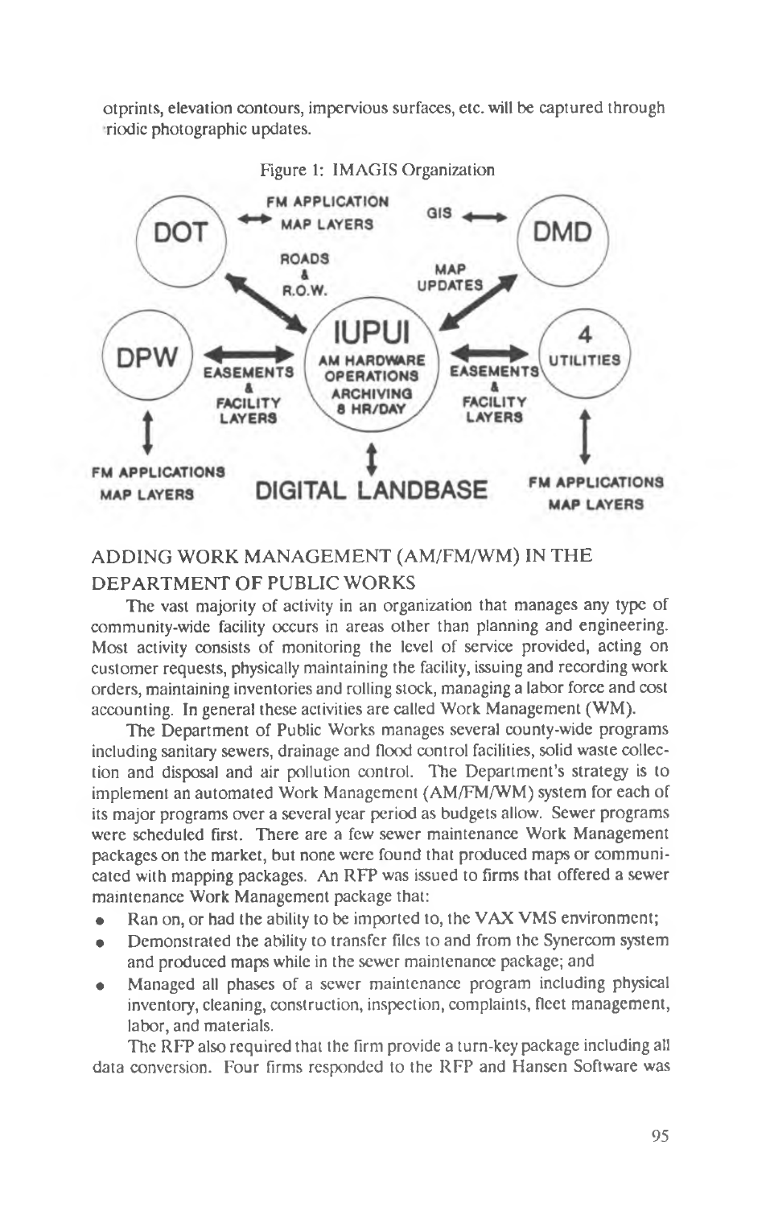otprints, elevation contours, impervious surfaces, etc. will be captured through riodic photographic updates.

Figure 1: IMAGIS Organization

DOT — FM APPLICATION MAP LAYERS — GIS — DMD

ROADS & R.O.W. — MAP UPDATES

DPW — EASEMENTS & FACILITY LAYERS — IUPUI (AM HARDWARE OPERATIONS ARCHIVING 8 HR/DAY) — EASEMENTS & FACILITY LAYERS — 4 UTILITIES

FM APPLICATIONS MAP LAYERS — DIGITAL LANDBASE — FM APPLICATIONS MAP LAYERS

## ADDING WORK MANAGEMENT (AM/FM/WM) IN THE DEPARTMENT OF PUBLIC WORKS

The vast majority of activity in an organization that manages any type of community-wide facility occurs in areas other than planning and engineering. Most activity consists of monitoring the level of service provided, acting on customer requests, physically maintaining the facility, issuing and recording work orders, maintaining inventories and rolling stock, managing a labor force and cost accounting. In general these activities are called Work Management (WM).

The Department of Public Works manages several county-wide programs including sanitary sewers, drainage and flood control facilities, solid waste collection and disposal and air pollution control. The Department's strategy is to implement an automated Work Management (AM/FM/WM) system for each of its major programs over a several year period as budgets allow. Sewer programs were scheduled first. There are a few sewer maintenance Work Management packages on the market, but none were found that produced maps or communicated with mapping packages. An RFP was issued to firms that offered a sewer maintenance Work Management package that:

- Ran on, or had the ability to be imported to, the VAX VMS environment;
- Demonstrated the ability to transfer files to and from the Synercom system and produced maps while in the sewer maintenance package; and
- Managed all phases of a sewer maintenance program including physical inventory, cleaning, construction, inspection, complaints, fleet management, labor, and materials.

The RFP also required that the firm provide a turn-key package including all data conversion. Four firms responded to the RFP and Hansen Software was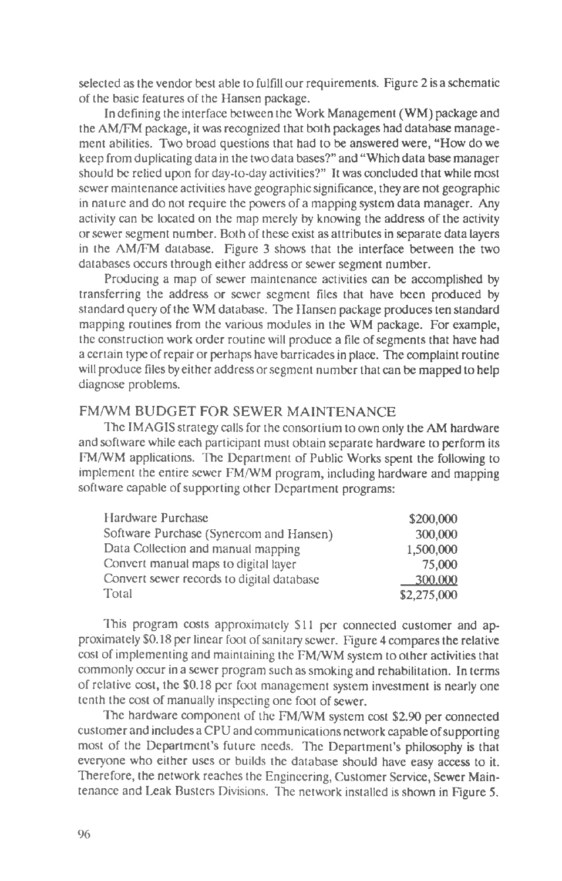selected as the vendor best able to fulfill our requirements. Figure 2 is a schematic of the basic features of the Hansen package.

In defining the interface between the Work Management (WM) package and the AM/FM package, it was recognized that both packages had database management abilities. Two broad questions that had to be answered were, "How do we keep from duplicating data in the two data bases?" and "Which data base manager should be relied upon for day-to-day activities?" It was concluded that while most sewer maintenance activities have geographic significance, they are not geographic in nature and do not require the powers of a mapping system data manager. Any activity can be located on the map merely by knowing the address of the activity or sewer segment number. Both of these exist as attributes in separate data layers in the AM/FM database. Figure 3 shows that the interface between the two databases occurs through either address or sewer segment number.

Producing a map of sewer maintenance activities can be accomplished by transferring the address or sewer segment files that have been produced by standard query of the WM database. The Hansen package produces ten standard mapping routines from the various modules in the WM package. For example, the construction work order routine will produce a file of segments that have had a certain type of repair or perhaps have barricades in place. The complaint routine will produce files by either address or segment number that can be mapped to help diagnose problems.

## FM/WM BUDGET FOR SEWER MAINTENANCE

The IMAGIS strategy calls for the consortium to own only the AM hardware and software while each participant must obtain separate hardware to perform its FM/WM applications. The Department of Public Works spent the following to implement the entire sewer FM/WM program, including hardware and mapping software capable of supporting other Department programs:

| Item | Cost |
|---|---:|
| Hardware Purchase | \$200,000 |
| Software Purchase (Synercom and Hansen) | 300,000 |
| Data Collection and manual mapping | 1,500,000 |
| Convert manual maps to digital layer | 75,000 |
| Convert sewer records to digital database | 300,000 |
| Total | \$2,275,000 |

This program costs approximately \$11 per connected customer and approximately \$0.18 per linear foot of sanitary sewer. Figure 4 compares the relative cost of implementing and maintaining the FM/WM system to other activities that commonly occur in a sewer program such as smoking and rehabilitation. In terms of relative cost, the \$0.18 per foot management system investment is nearly one tenth the cost of manually inspecting one foot of sewer.

The hardware component of the FM/WM system cost \$2.90 per connected customer and includes a CPU and communications network capable of supporting most of the Department's future needs. The Department's philosophy is that everyone who either uses or builds the database should have easy access to it. Therefore, the network reaches the Engineering, Customer Service, Sewer Maintenance and Leak Busters Divisions. The network installed is shown in Figure 5.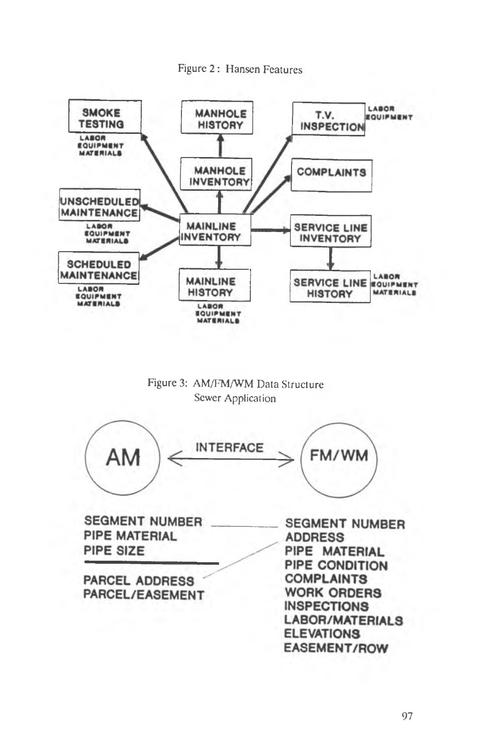Figure 2 : Hansen Features

- SMOKE TESTING — LABOR, EQUIPMENT, MATERIALS
- MANHOLE HISTORY
- T.V. INSPECTION — LABOR, EQUIPMENT
- MANHOLE INVENTORY
- COMPLAINTS
- UNSCHEDULED MAINTENANCE — LABOR, EQUIPMENT, MATERIALS
- MAINLINE INVENTORY
- SERVICE LINE INVENTORY
- SCHEDULED MAINTENANCE — LABOR, EQUIPMENT, MATERIALS
- MAINLINE HISTORY — LABOR, EQUIPMENT, MATERIALS
- SERVICE LINE HISTORY — LABOR, EQUIPMENT, MATERIALS

Figure 3: AM/FM/WM Data Structure
Sewer Application

AM ⟵ INTERFACE ⟶ FM/WM

| AM | FM/WM |
|---|---|
| SEGMENT NUMBER | SEGMENT NUMBER |
| PIPE MATERIAL | ADDRESS |
| PIPE SIZE | PIPE MATERIAL |
| | PIPE CONDITION |
| PARCEL ADDRESS | COMPLAINTS |
| PARCEL/EASEMENT | WORK ORDERS |
| | INSPECTIONS |
| | LABOR/MATERIALS |
| | ELEVATIONS |
| | EASEMENT/ROW |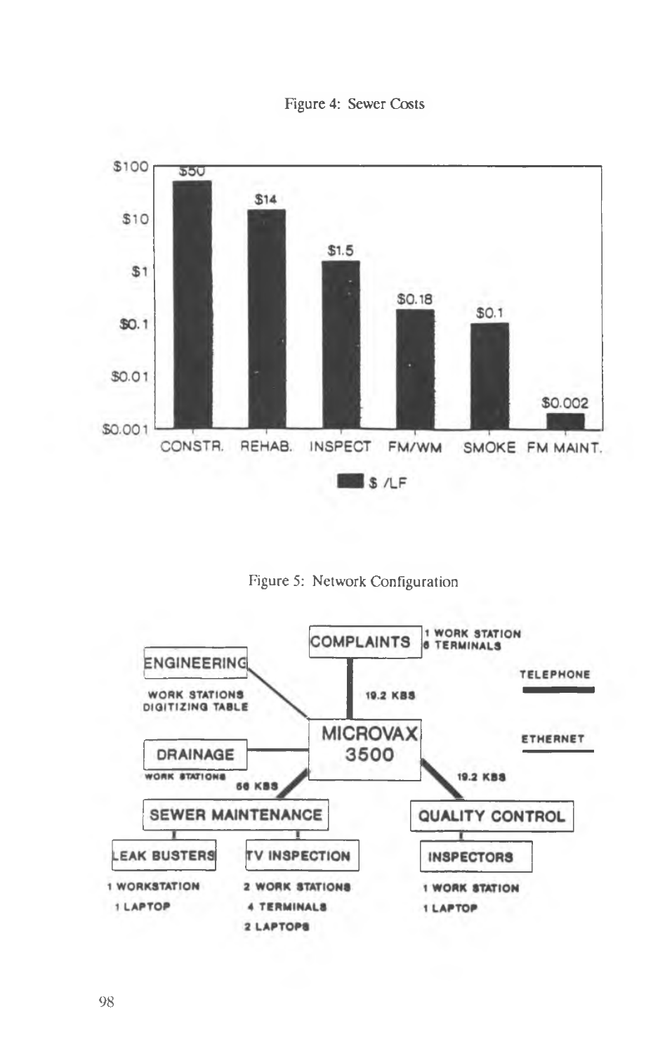Figure 4: Sewer Costs

| | CONSTR. | REHAB. | INSPECT | FM/WM | SMOKE | FM MAINT. |
|---|---|---|---|---|---|---|
| $ /LF | $50 | $14 | $1.5 | $0.18 | $0.1 | $0.002 |

Figure 5: Network Configuration

- COMPLAINTS: 1 WORK STATION, 6 TERMINALS — connected to MICROVAX 3500 via 19.2 KBS
- ENGINEERING: WORK STATIONS, DIGITIZING TABLE
- DRAINAGE: WORK STATIONS
- SEWER MAINTENANCE — connected to MICROVAX 3500 via 56 KBS
  - LEAK BUSTERS: 1 WORKSTATION, 1 LAPTOP
  - TV INSPECTION: 2 WORK STATIONS, 4 TERMINALS, 2 LAPTOPS
- QUALITY CONTROL — connected to MICROVAX 3500 via 19.2 KBS
  - INSPECTORS: 1 WORK STATION, 1 LAPTOP

Legend: TELEPHONE (thick line), ETHERNET (thin line)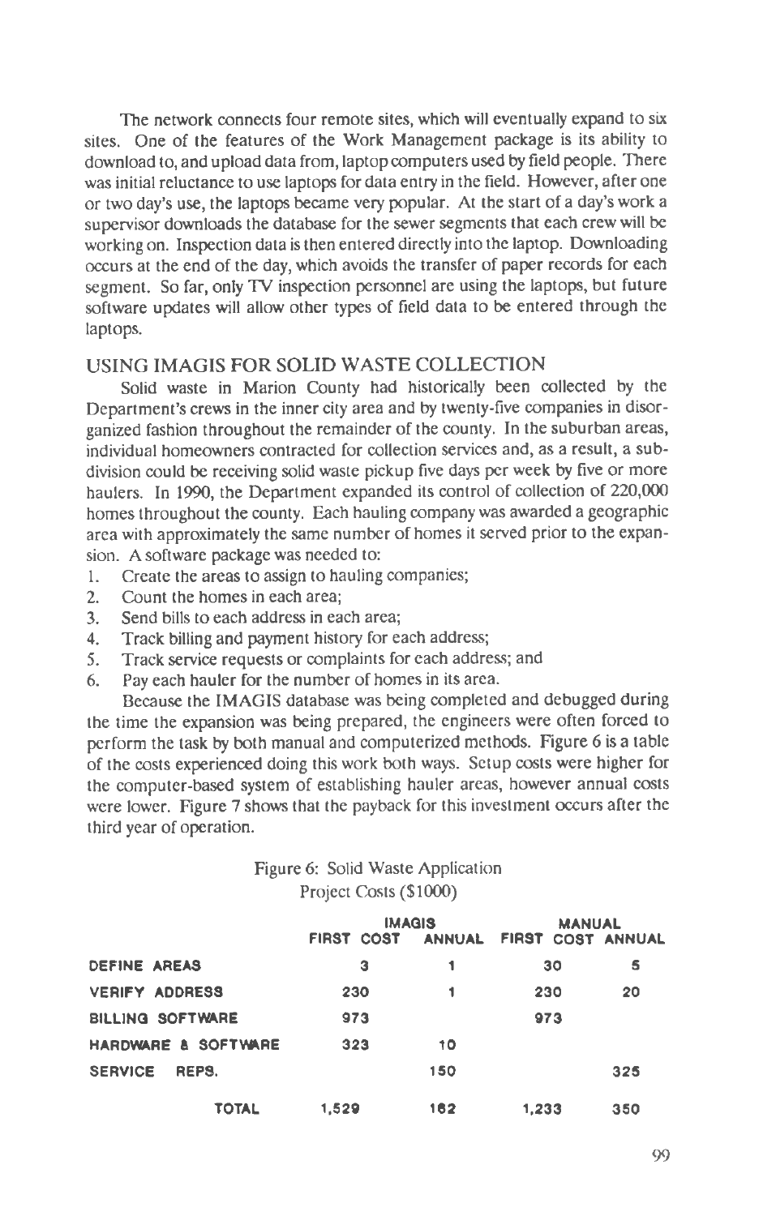The network connects four remote sites, which will eventually expand to six sites. One of the features of the Work Management package is its ability to download to, and upload data from, laptop computers used by field people. There was initial reluctance to use laptops for data entry in the field. However, after one or two day's use, the laptops became very popular. At the start of a day's work a supervisor downloads the database for the sewer segments that each crew will be working on. Inspection data is then entered directly into the laptop. Downloading occurs at the end of the day, which avoids the transfer of paper records for each segment. So far, only TV inspection personnel are using the laptops, but future software updates will allow other types of field data to be entered through the laptops.

## USING IMAGIS FOR SOLID WASTE COLLECTION

Solid waste in Marion County had historically been collected by the Department's crews in the inner city area and by twenty-five companies in disorganized fashion throughout the remainder of the county. In the suburban areas, individual homeowners contracted for collection services and, as a result, a subdivision could be receiving solid waste pickup five days per week by five or more haulers. In 1990, the Department expanded its control of collection of 220,000 homes throughout the county. Each hauling company was awarded a geographic area with approximately the same number of homes it served prior to the expansion. A software package was needed to:

1. Create the areas to assign to hauling companies;
2. Count the homes in each area;
3. Send bills to each address in each area;
4. Track billing and payment history for each address;
5. Track service requests or complaints for each address; and
6. Pay each hauler for the number of homes in its area.

Because the IMAGIS database was being completed and debugged during the time the expansion was being prepared, the engineers were often forced to perform the task by both manual and computerized methods. Figure 6 is a table of the costs experienced doing this work both ways. Setup costs were higher for the computer-based system of establishing hauler areas, however annual costs were lower. Figure 7 shows that the payback for this investment occurs after the third year of operation.

Figure 6: Solid Waste Application
Project Costs ($1000)

| | IMAGIS | | MANUAL | |
|---|---|---|---|---|
| | FIRST COST | ANNUAL | FIRST COST | ANNUAL |
| DEFINE AREAS | 3 | 1 | 30 | 5 |
| VERIFY ADDRESS | 230 | 1 | 230 | 20 |
| BILLING SOFTWARE | 973 | | 973 | |
| HARDWARE & SOFTWARE | 323 | 10 | | |
| SERVICE REPS. | | 150 | | 325 |
| TOTAL | 1,529 | 162 | 1,233 | 350 |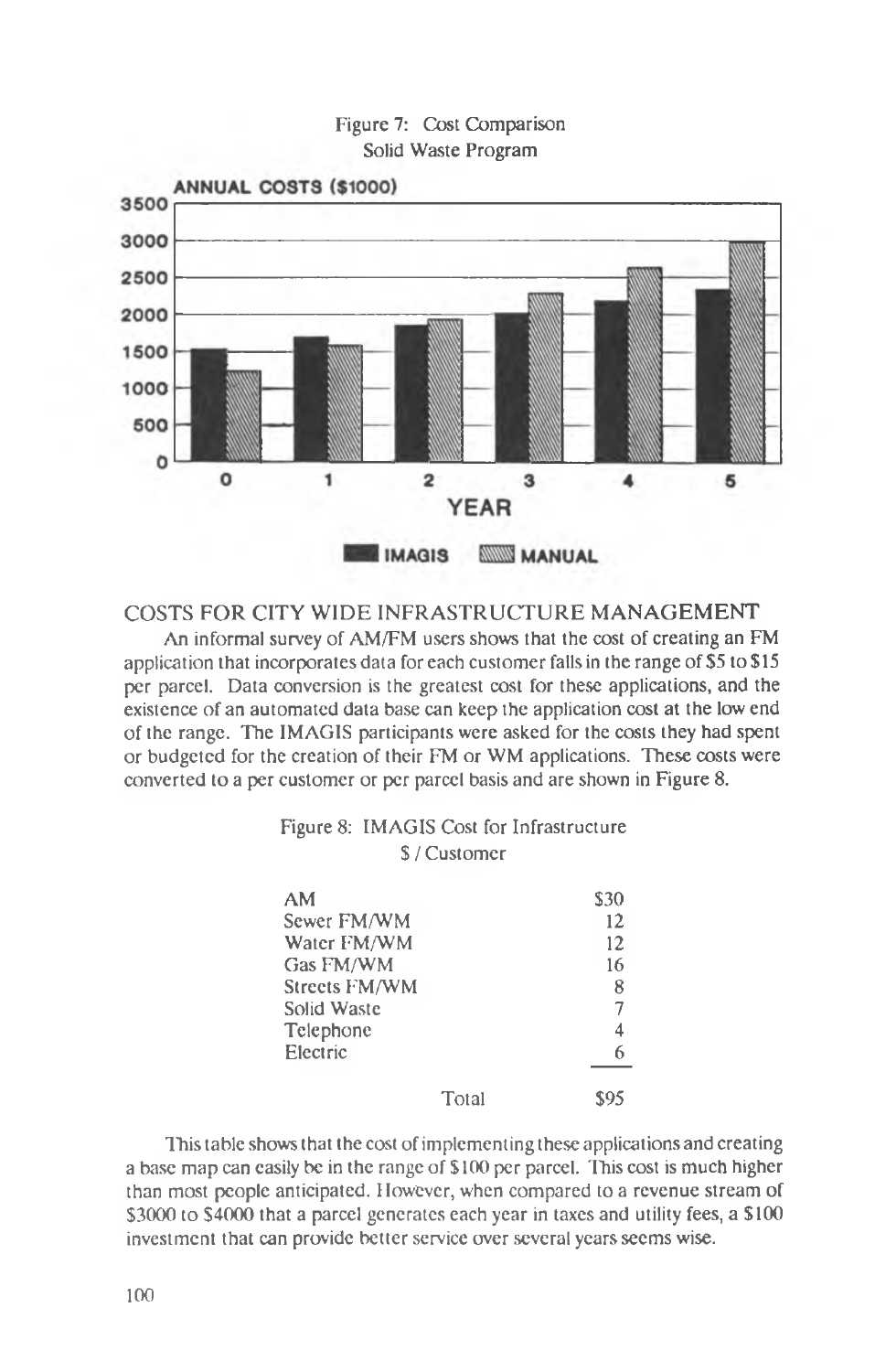Figure 7: Cost Comparison
Solid Waste Program

ANNUAL COSTS ($1000)

3500
3000
2500
2000
1500
1000
500
0

0 1 2 3 4 5

YEAR

IMAGIS MANUAL

## COSTS FOR CITY WIDE INFRASTRUCTURE MANAGEMENT

An informal survey of AM/FM users shows that the cost of creating an FM application that incorporates data for each customer falls in the range of $5 to $15 per parcel. Data conversion is the greatest cost for these applications, and the existence of an automated data base can keep the application cost at the low end of the range. The IMAGIS participants were asked for the costs they had spent or budgeted for the creation of their FM or WM applications. These costs were converted to a per customer or per parcel basis and are shown in Figure 8.

Figure 8: IMAGIS Cost for Infrastructure
$ / Customer

| | |
|---|---|
| AM | $30 |
| Sewer FM/WM | 12 |
| Water FM/WM | 12 |
| Gas FM/WM | 16 |
| Streets FM/WM | 8 |
| Solid Waste | 7 |
| Telephone | 4 |
| Electric | 6 |
| Total | $95 |

This table shows that the cost of implementing these applications and creating a base map can easily be in the range of $100 per parcel. This cost is much higher than most people anticipated. However, when compared to a revenue stream of $3000 to $4000 that a parcel generates each year in taxes and utility fees, a $100 investment that can provide better service over several years seems wise.